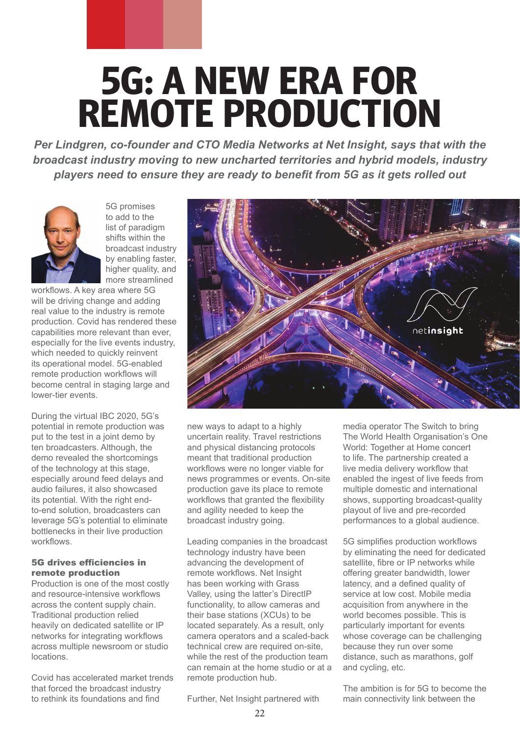# 5G: A NEW ERA FOR REMOTE PRODUCTION

***Per Lindgren, co-founder and CTO Media Networks at Net Insight, says that with the broadcast industry moving to new uncharted territories and hybrid models, industry players need to ensure they are ready to benefit from 5G as it gets rolled out***

5G promises to add to the list of paradigm shifts within the broadcast industry by enabling faster, higher quality, and more streamlined workflows. A key area where 5G will be driving change and adding real value to the industry is remote production. Covid has rendered these capabilities more relevant than ever, especially for the live events industry, which needed to quickly reinvent its operational model. 5G-enabled remote production workflows will become central in staging large and lower-tier events.

During the virtual IBC 2020, 5G's potential in remote production was put to the test in a joint demo by ten broadcasters. Although, the demo revealed the shortcomings of the technology at this stage, especially around feed delays and audio failures, it also showcased its potential. With the right end-to-end solution, broadcasters can leverage 5G's potential to eliminate bottlenecks in their live production workflows.

### 5G drives efficiencies in remote production

Production is one of the most costly and resource-intensive workflows across the content supply chain. Traditional production relied heavily on dedicated satellite or IP networks for integrating workflows across multiple newsroom or studio locations.

Covid has accelerated market trends that forced the broadcast industry to rethink its foundations and find new ways to adapt to a highly uncertain reality. Travel restrictions and physical distancing protocols meant that traditional production workflows were no longer viable for news programmes or events. On-site production gave its place to remote workflows that granted the flexibility and agility needed to keep the broadcast industry going.

Leading companies in the broadcast technology industry have been advancing the development of remote workflows. Net Insight has been working with Grass Valley, using the latter's DirectIP functionality, to allow cameras and their base stations (XCUs) to be located separately. As a result, only camera operators and a scaled-back technical crew are required on-site, while the rest of the production team can remain at the home studio or at a remote production hub.

Further, Net Insight partnered with media operator The Switch to bring The World Health Organisation's One World: Together at Home concert to life. The partnership created a live media delivery workflow that enabled the ingest of live feeds from multiple domestic and international shows, supporting broadcast-quality playout of live and pre-recorded performances to a global audience.

5G simplifies production workflows by eliminating the need for dedicated satellite, fibre or IP networks while offering greater bandwidth, lower latency, and a defined quality of service at low cost. Mobile media acquisition from anywhere in the world becomes possible. This is particularly important for events whose coverage can be challenging because they run over some distance, such as marathons, golf and cycling, etc.

The ambition is for 5G to become the main connectivity link between the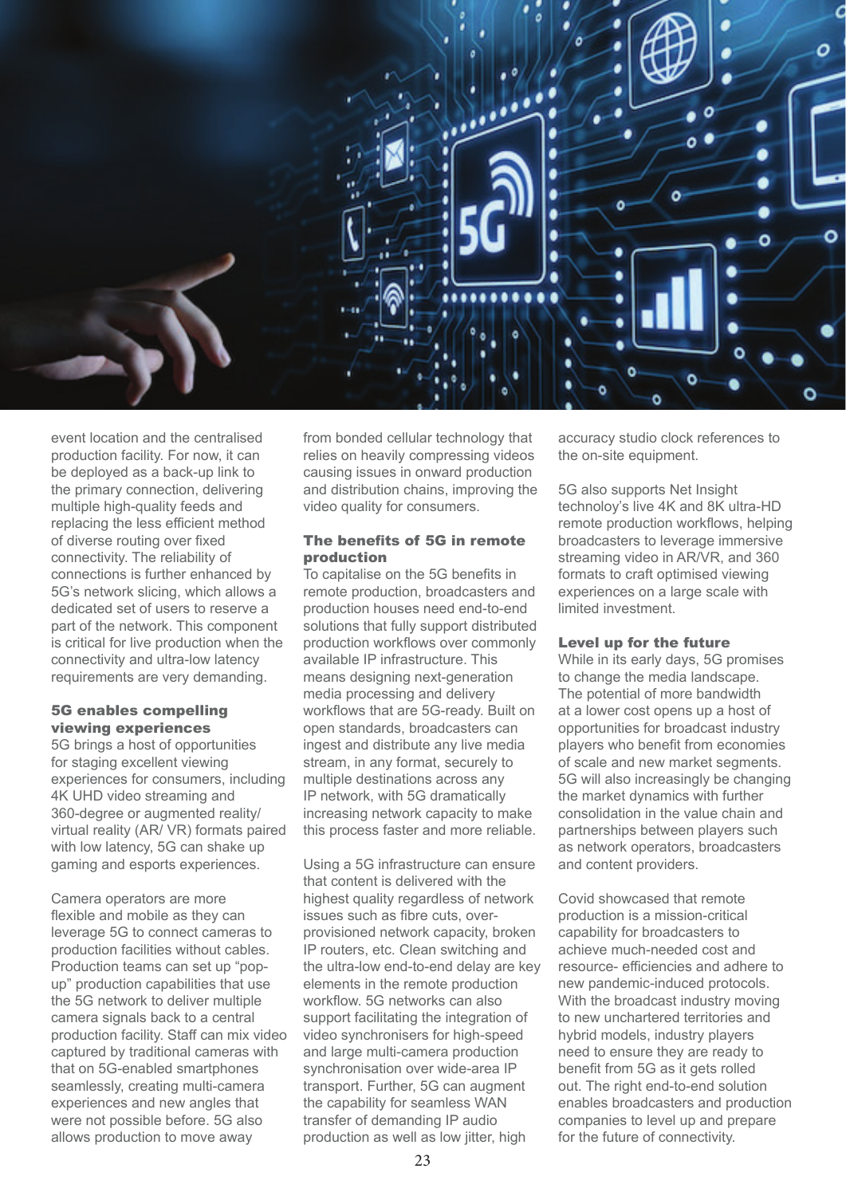event location and the centralised production facility. For now, it can be deployed as a back-up link to the primary connection, delivering multiple high-quality feeds and replacing the less efficient method of diverse routing over fixed connectivity. The reliability of connections is further enhanced by 5G's network slicing, which allows a dedicated set of users to reserve a part of the network. This component is critical for live production when the connectivity and ultra-low latency requirements are very demanding.

### 5G enables compelling viewing experiences

5G brings a host of opportunities for staging excellent viewing experiences for consumers, including 4K UHD video streaming and 360-degree or augmented reality/ virtual reality (AR/ VR) formats paired with low latency, 5G can shake up gaming and esports experiences.

Camera operators are more flexible and mobile as they can leverage 5G to connect cameras to production facilities without cables. Production teams can set up "pop-up" production capabilities that use the 5G network to deliver multiple camera signals back to a central production facility. Staff can mix video captured by traditional cameras with that on 5G-enabled smartphones seamlessly, creating multi-camera experiences and new angles that were not possible before. 5G also allows production to move away from bonded cellular technology that relies on heavily compressing videos causing issues in onward production and distribution chains, improving the video quality for consumers.

### The benefits of 5G in remote production

To capitalise on the 5G benefits in remote production, broadcasters and production houses need end-to-end solutions that fully support distributed production workflows over commonly available IP infrastructure. This means designing next-generation media processing and delivery workflows that are 5G-ready. Built on open standards, broadcasters can ingest and distribute any live media stream, in any format, securely to multiple destinations across any IP network, with 5G dramatically increasing network capacity to make this process faster and more reliable.

Using a 5G infrastructure can ensure that content is delivered with the highest quality regardless of network issues such as fibre cuts, over-provisioned network capacity, broken IP routers, etc. Clean switching and the ultra-low end-to-end delay are key elements in the remote production workflow. 5G networks can also support facilitating the integration of video synchronisers for high-speed and large multi-camera production synchronisation over wide-area IP transport. Further, 5G can augment the capability for seamless WAN transfer of demanding IP audio production as well as low jitter, high accuracy studio clock references to the on-site equipment.

5G also supports Net Insight technoloy's live 4K and 8K ultra-HD remote production workflows, helping broadcasters to leverage immersive streaming video in AR/VR, and 360 formats to craft optimised viewing experiences on a large scale with limited investment.

### Level up for the future

While in its early days, 5G promises to change the media landscape. The potential of more bandwidth at a lower cost opens up a host of opportunities for broadcast industry players who benefit from economies of scale and new market segments. 5G will also increasingly be changing the market dynamics with further consolidation in the value chain and partnerships between players such as network operators, broadcasters and content providers.

Covid showcased that remote production is a mission-critical capability for broadcasters to achieve much-needed cost and resource- efficiencies and adhere to new pandemic-induced protocols. With the broadcast industry moving to new unchartered territories and hybrid models, industry players need to ensure they are ready to benefit from 5G as it gets rolled out. The right end-to-end solution enables broadcasters and production companies to level up and prepare for the future of connectivity.